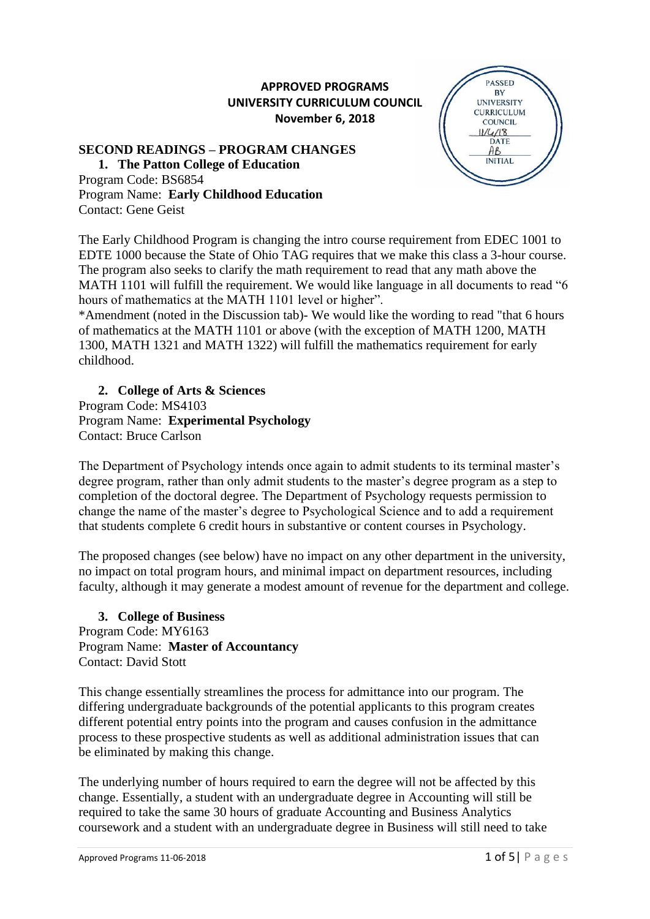**APPROVED PROGRAMS**
**UNIVERSITY CURRICULUM COUNCIL**
**November 6, 2018**

PASSED BY UNIVERSITY CURRICULUM COUNCIL
11/6/18
DATE
AB
INITIAL

## SECOND READINGS – PROGRAM CHANGES

### 1. The Patton College of Education

Program Code: BS6854
Program Name: **Early Childhood Education**
Contact: Gene Geist

The Early Childhood Program is changing the intro course requirement from EDEC 1001 to EDTE 1000 because the State of Ohio TAG requires that we make this class a 3-hour course. The program also seeks to clarify the math requirement to read that any math above the MATH 1101 will fulfill the requirement. We would like language in all documents to read "6 hours of mathematics at the MATH 1101 level or higher".
*Amendment (noted in the Discussion tab)- We would like the wording to read "that 6 hours of mathematics at the MATH 1101 or above (with the exception of MATH 1200, MATH 1300, MATH 1321 and MATH 1322) will fulfill the mathematics requirement for early childhood.

### 2. College of Arts & Sciences

Program Code: MS4103
Program Name: **Experimental Psychology**
Contact: Bruce Carlson

The Department of Psychology intends once again to admit students to its terminal master's degree program, rather than only admit students to the master's degree program as a step to completion of the doctoral degree. The Department of Psychology requests permission to change the name of the master's degree to Psychological Science and to add a requirement that students complete 6 credit hours in substantive or content courses in Psychology.

The proposed changes (see below) have no impact on any other department in the university, no impact on total program hours, and minimal impact on department resources, including faculty, although it may generate a modest amount of revenue for the department and college.

### 3. College of Business

Program Code: MY6163
Program Name: **Master of Accountancy**
Contact: David Stott

This change essentially streamlines the process for admittance into our program. The differing undergraduate backgrounds of the potential applicants to this program creates different potential entry points into the program and causes confusion in the admittance process to these prospective students as well as additional administration issues that can be eliminated by making this change.

The underlying number of hours required to earn the degree will not be affected by this change. Essentially, a student with an undergraduate degree in Accounting will still be required to take the same 30 hours of graduate Accounting and Business Analytics coursework and a student with an undergraduate degree in Business will still need to take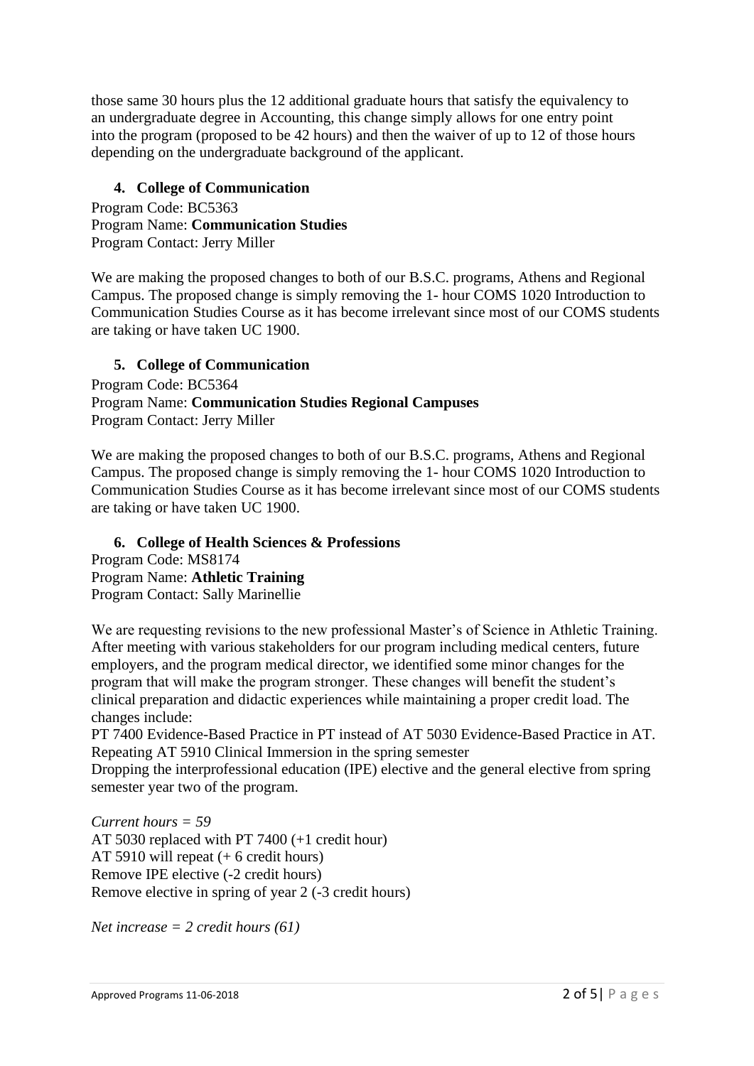those same 30 hours plus the 12 additional graduate hours that satisfy the equivalency to an undergraduate degree in Accounting, this change simply allows for one entry point into the program (proposed to be 42 hours) and then the waiver of up to 12 of those hours depending on the undergraduate background of the applicant.

### 4. College of Communication

Program Code: BC5363
Program Name: **Communication Studies**
Program Contact: Jerry Miller

We are making the proposed changes to both of our B.S.C. programs, Athens and Regional Campus. The proposed change is simply removing the 1- hour COMS 1020 Introduction to Communication Studies Course as it has become irrelevant since most of our COMS students are taking or have taken UC 1900.

### 5. College of Communication

Program Code: BC5364
Program Name: **Communication Studies Regional Campuses**
Program Contact: Jerry Miller

We are making the proposed changes to both of our B.S.C. programs, Athens and Regional Campus. The proposed change is simply removing the 1- hour COMS 1020 Introduction to Communication Studies Course as it has become irrelevant since most of our COMS students are taking or have taken UC 1900.

### 6. College of Health Sciences & Professions

Program Code: MS8174
Program Name: **Athletic Training**
Program Contact: Sally Marinellie

We are requesting revisions to the new professional Master's of Science in Athletic Training. After meeting with various stakeholders for our program including medical centers, future employers, and the program medical director, we identified some minor changes for the program that will make the program stronger. These changes will benefit the student's clinical preparation and didactic experiences while maintaining a proper credit load. The changes include:
PT 7400 Evidence-Based Practice in PT instead of AT 5030 Evidence-Based Practice in AT.
Repeating AT 5910 Clinical Immersion in the spring semester
Dropping the interprofessional education (IPE) elective and the general elective from spring semester year two of the program.

*Current hours = 59*
AT 5030 replaced with PT 7400 (+1 credit hour)
AT 5910 will repeat (+ 6 credit hours)
Remove IPE elective (-2 credit hours)
Remove elective in spring of year 2 (-3 credit hours)

*Net increase = 2 credit hours (61)*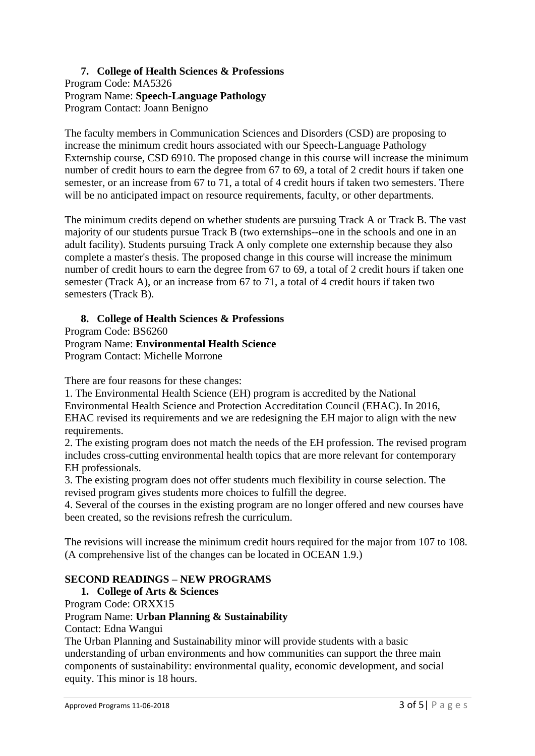**7. College of Health Sciences & Professions**

Program Code: MA5326
Program Name: **Speech-Language Pathology**
Program Contact: Joann Benigno

The faculty members in Communication Sciences and Disorders (CSD) are proposing to increase the minimum credit hours associated with our Speech-Language Pathology Externship course, CSD 6910. The proposed change in this course will increase the minimum number of credit hours to earn the degree from 67 to 69, a total of 2 credit hours if taken one semester, or an increase from 67 to 71, a total of 4 credit hours if taken two semesters. There will be no anticipated impact on resource requirements, faculty, or other departments.

The minimum credits depend on whether students are pursuing Track A or Track B. The vast majority of our students pursue Track B (two externships--one in the schools and one in an adult facility). Students pursuing Track A only complete one externship because they also complete a master's thesis. The proposed change in this course will increase the minimum number of credit hours to earn the degree from 67 to 69, a total of 2 credit hours if taken one semester (Track A), or an increase from 67 to 71, a total of 4 credit hours if taken two semesters (Track B).

**8. College of Health Sciences & Professions**

Program Code: BS6260
Program Name: **Environmental Health Science**
Program Contact: Michelle Morrone

There are four reasons for these changes:

1. The Environmental Health Science (EH) program is accredited by the National Environmental Health Science and Protection Accreditation Council (EHAC). In 2016, EHAC revised its requirements and we are redesigning the EH major to align with the new requirements.
2. The existing program does not match the needs of the EH profession. The revised program includes cross-cutting environmental health topics that are more relevant for contemporary EH professionals.
3. The existing program does not offer students much flexibility in course selection. The revised program gives students more choices to fulfill the degree.
4. Several of the courses in the existing program are no longer offered and new courses have been created, so the revisions refresh the curriculum.

The revisions will increase the minimum credit hours required for the major from 107 to 108. (A comprehensive list of the changes can be located in OCEAN 1.9.)

## SECOND READINGS – NEW PROGRAMS

**1. College of Arts & Sciences**

Program Code: ORXX15
Program Name: **Urban Planning & Sustainability**
Contact: Edna Wangui
The Urban Planning and Sustainability minor will provide students with a basic understanding of urban environments and how communities can support the three main components of sustainability: environmental quality, economic development, and social equity. This minor is 18 hours.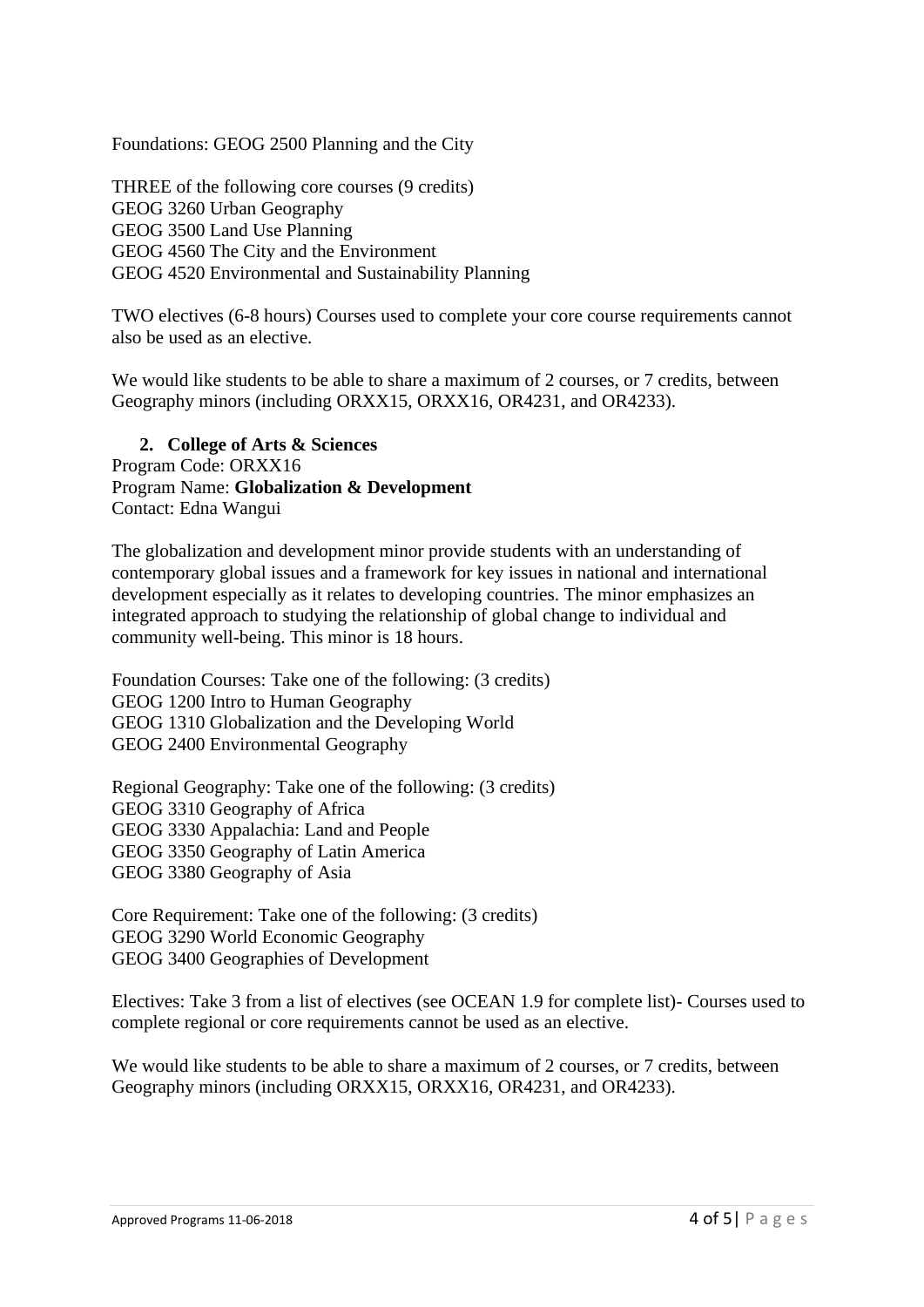Foundations: GEOG 2500 Planning and the City

THREE of the following core courses (9 credits)
GEOG 3260 Urban Geography
GEOG 3500 Land Use Planning
GEOG 4560 The City and the Environment
GEOG 4520 Environmental and Sustainability Planning

TWO electives (6-8 hours) Courses used to complete your core course requirements cannot also be used as an elective.

We would like students to be able to share a maximum of 2 courses, or 7 credits, between Geography minors (including ORXX15, ORXX16, OR4231, and OR4233).

**2. College of Arts & Sciences**

Program Code: ORXX16
Program Name: **Globalization & Development**
Contact: Edna Wangui

The globalization and development minor provide students with an understanding of contemporary global issues and a framework for key issues in national and international development especially as it relates to developing countries. The minor emphasizes an integrated approach to studying the relationship of global change to individual and community well-being. This minor is 18 hours.

Foundation Courses: Take one of the following: (3 credits)
GEOG 1200 Intro to Human Geography
GEOG 1310 Globalization and the Developing World
GEOG 2400 Environmental Geography

Regional Geography: Take one of the following: (3 credits)
GEOG 3310 Geography of Africa
GEOG 3330 Appalachia: Land and People
GEOG 3350 Geography of Latin America
GEOG 3380 Geography of Asia

Core Requirement: Take one of the following: (3 credits)
GEOG 3290 World Economic Geography
GEOG 3400 Geographies of Development

Electives: Take 3 from a list of electives (see OCEAN 1.9 for complete list)- Courses used to complete regional or core requirements cannot be used as an elective.

We would like students to be able to share a maximum of 2 courses, or 7 credits, between Geography minors (including ORXX15, ORXX16, OR4231, and OR4233).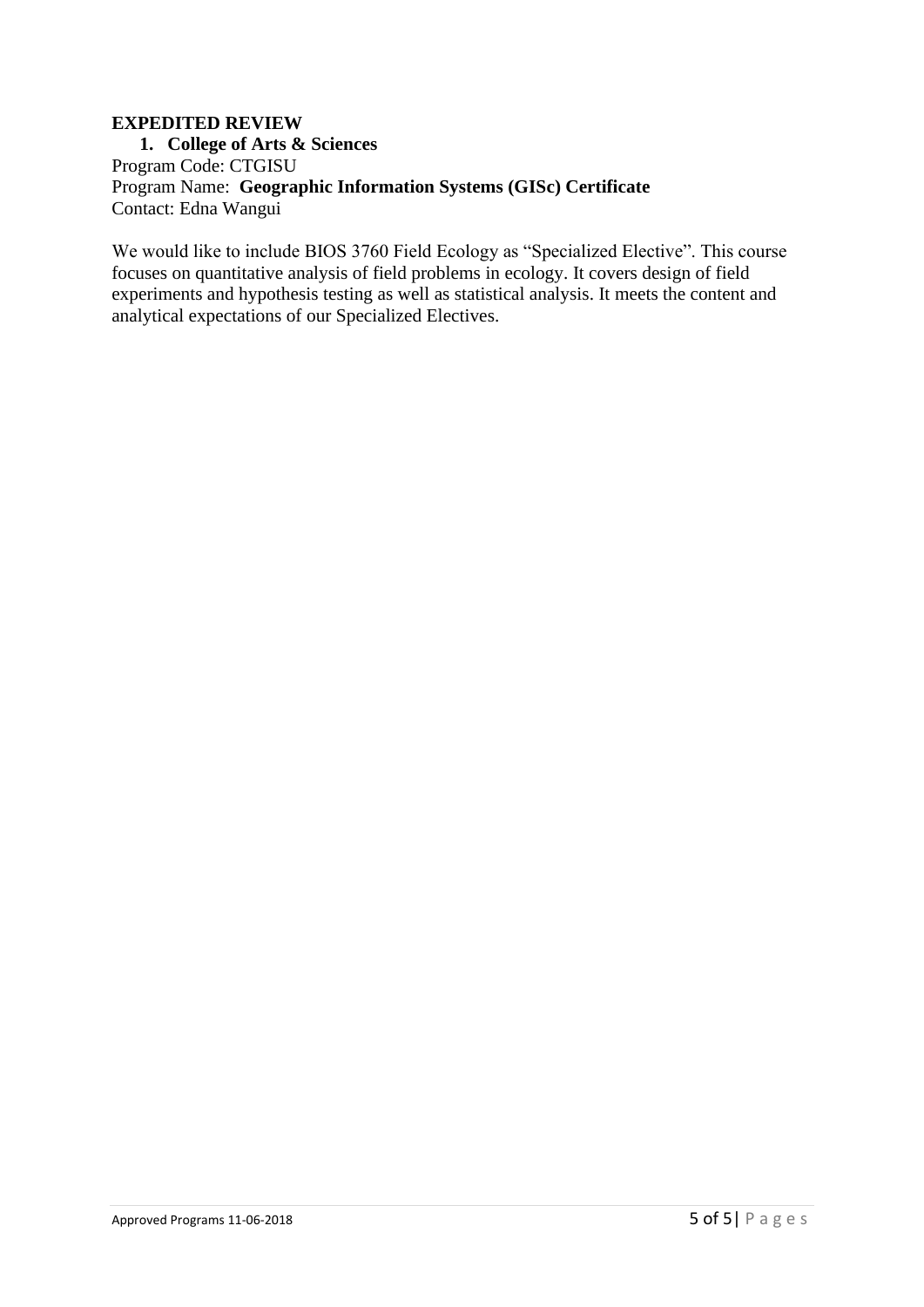**EXPEDITED REVIEW**

1. **College of Arts & Sciences**

Program Code: CTGISU
Program Name: **Geographic Information Systems (GISc) Certificate**
Contact: Edna Wangui

We would like to include BIOS 3760 Field Ecology as "Specialized Elective". This course focuses on quantitative analysis of field problems in ecology. It covers design of field experiments and hypothesis testing as well as statistical analysis. It meets the content and analytical expectations of our Specialized Electives.